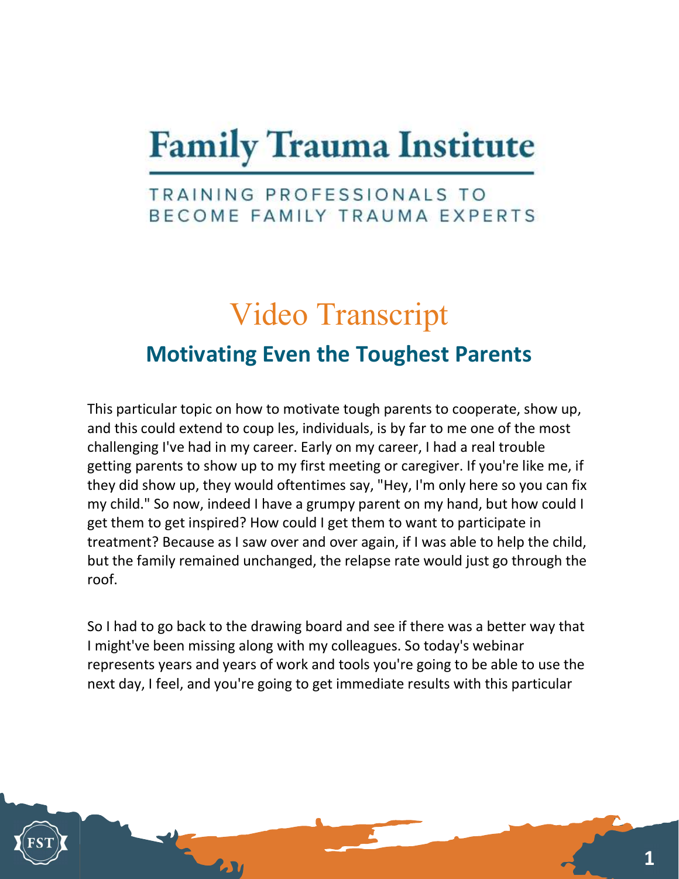# Family Trauma Institute

TRAINING PROFESSIONALS TO BECOME FAMILY TRAUMA EXPERTS

## Video Transcript

### Motivating Even the Toughest Parents

This particular topic on how to motivate tough parents to cooperate, show up, and this could extend to coup les, individuals, is by far to me one of the most challenging I've had in my career. Early on my career, I had a real trouble getting parents to show up to my first meeting or caregiver. If you're like me, if they did show up, they would oftentimes say, "Hey, I'm only here so you can fix my child." So now, indeed I have a grumpy parent on my hand, but how could I get them to get inspired? How could I get them to want to participate in treatment? Because as I saw over and over again, if I was able to help the child, but the family remained unchanged, the relapse rate would just go through the roof.

So I had to go back to the drawing board and see if there was a better way that I might've been missing along with my colleagues. So today's webinar represents years and years of work and tools you're going to be able to use the next day, I feel, and you're going to get immediate results with this particular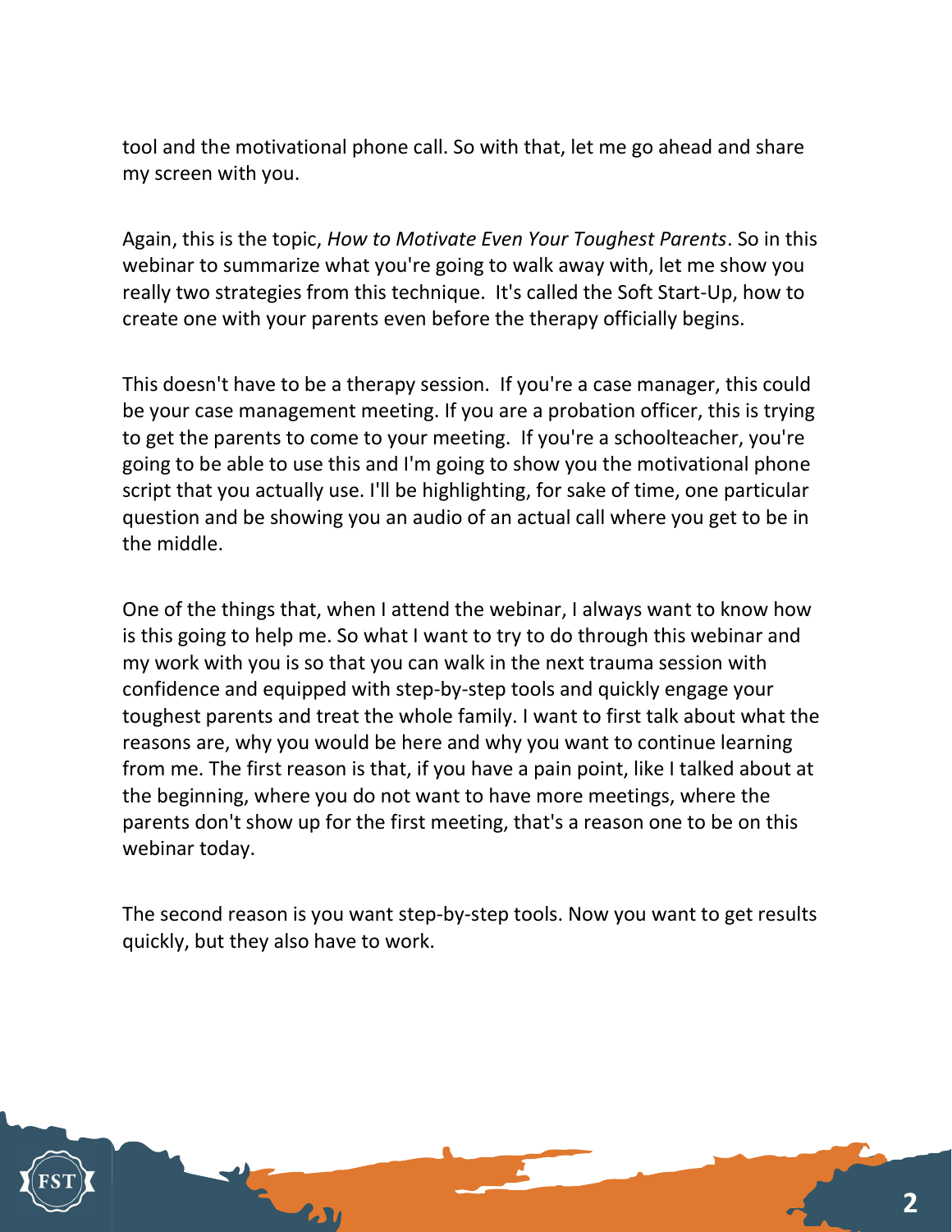tool and the motivational phone call. So with that, let me go ahead and share my screen with you.

Again, this is the topic, *How to Motivate Even Your Toughest Parents*. So in this webinar to summarize what you're going to walk away with, let me show you really two strategies from this technique. It's called the Soft Start-Up, how to create one with your parents even before the therapy officially begins.

This doesn't have to be a therapy session. If you're a case manager, this could be your case management meeting. If you are a probation officer, this is trying to get the parents to come to your meeting. If you're a schoolteacher, you're going to be able to use this and I'm going to show you the motivational phone script that you actually use. I'll be highlighting, for sake of time, one particular question and be showing you an audio of an actual call where you get to be in the middle.

One of the things that, when I attend the webinar, I always want to know how is this going to help me. So what I want to try to do through this webinar and my work with you is so that you can walk in the next trauma session with confidence and equipped with step-by-step tools and quickly engage your toughest parents and treat the whole family. I want to first talk about what the reasons are, why you would be here and why you want to continue learning from me. The first reason is that, if you have a pain point, like I talked about at the beginning, where you do not want to have more meetings, where the parents don't show up for the first meeting, that's a reason one to be on this webinar today.

The second reason is you want step-by-step tools. Now you want to get results quickly, but they also have to work.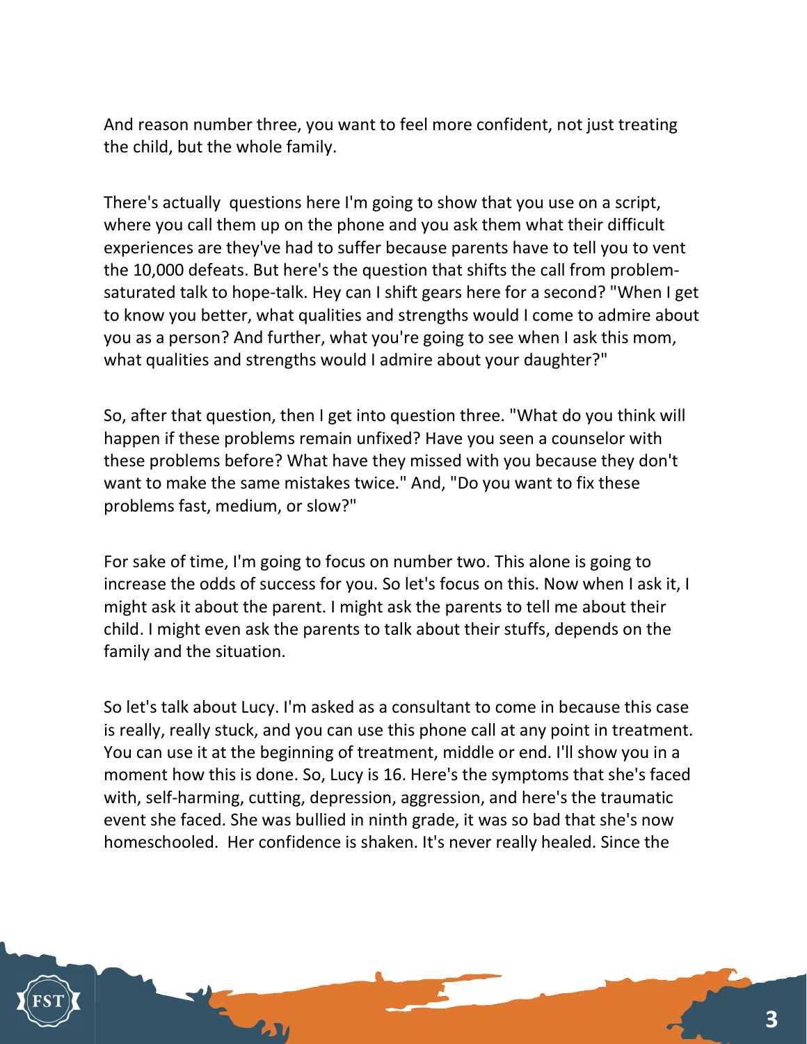And reason number three, you want to feel more confident, not just treating the child, but the whole family.

There's actually  questions here I'm going to show that you use on a script, where you call them up on the phone and you ask them what their difficult experiences are they've had to suffer because parents have to tell you to vent the 10,000 defeats. But here's the question that shifts the call from problem-saturated talk to hope-talk. Hey can I shift gears here for a second? "When I get to know you better, what qualities and strengths would I come to admire about you as a person? And further, what you're going to see when I ask this mom, what qualities and strengths would I admire about your daughter?"

So, after that question, then I get into question three. "What do you think will happen if these problems remain unfixed? Have you seen a counselor with these problems before? What have they missed with you because they don't want to make the same mistakes twice." And, "Do you want to fix these problems fast, medium, or slow?"

For sake of time, I'm going to focus on number two. This alone is going to increase the odds of success for you. So let's focus on this. Now when I ask it, I might ask it about the parent. I might ask the parents to tell me about their child. I might even ask the parents to talk about their stuffs, depends on the family and the situation.

So let's talk about Lucy. I'm asked as a consultant to come in because this case is really, really stuck, and you can use this phone call at any point in treatment. You can use it at the beginning of treatment, middle or end. I'll show you in a moment how this is done. So, Lucy is 16. Here's the symptoms that she's faced with, self-harming, cutting, depression, aggression, and here's the traumatic event she faced. She was bullied in ninth grade, it was so bad that she's now homeschooled.  Her confidence is shaken. It's never really healed. Since the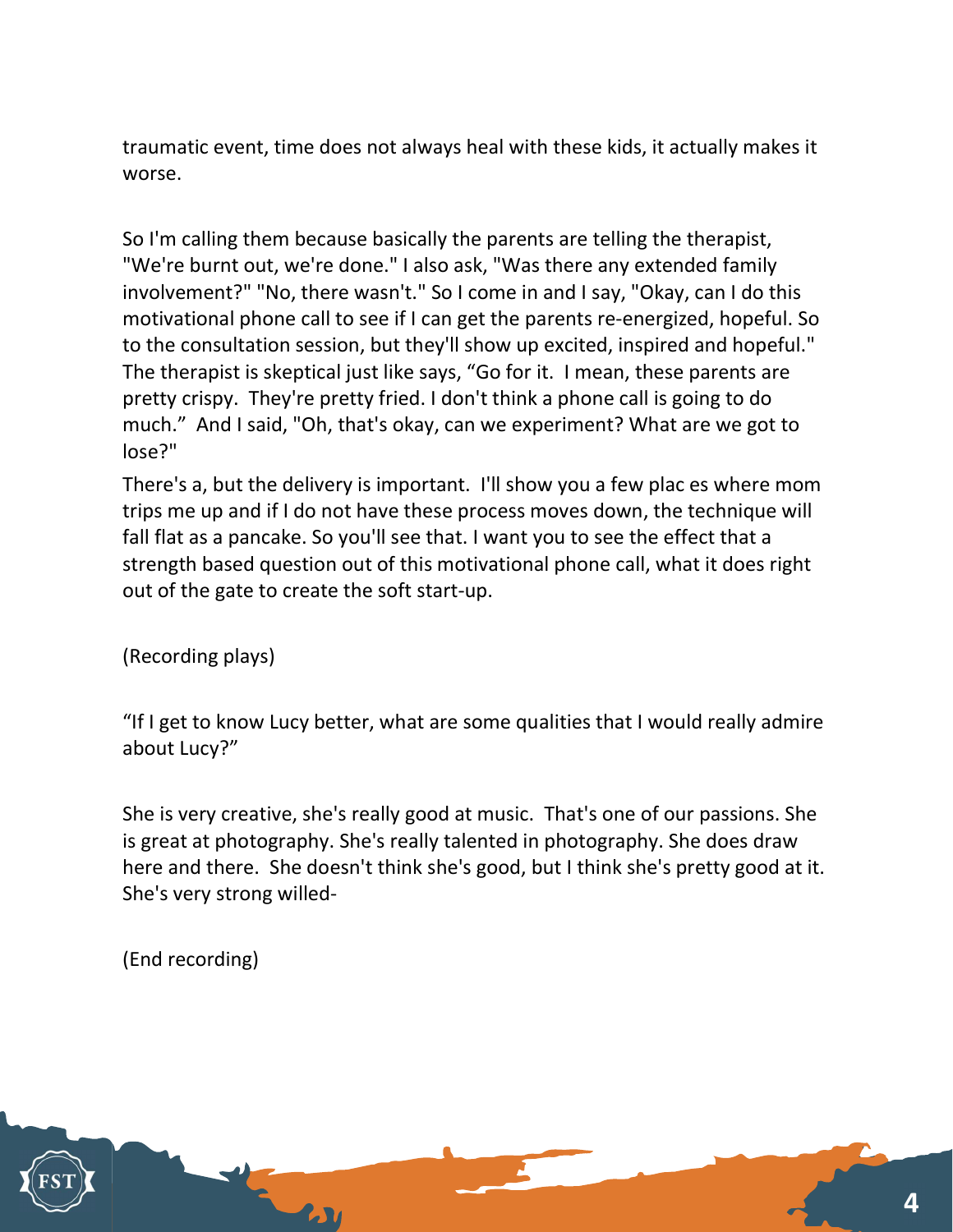traumatic event, time does not always heal with these kids, it actually makes it worse.

So I'm calling them because basically the parents are telling the therapist, "We're burnt out, we're done." I also ask, "Was there any extended family involvement?" "No, there wasn't." So I come in and I say, "Okay, can I do this motivational phone call to see if I can get the parents re-energized, hopeful. So to the consultation session, but they'll show up excited, inspired and hopeful." The therapist is skeptical just like says, "Go for it. I mean, these parents are pretty crispy. They're pretty fried. I don't think a phone call is going to do much." And I said, "Oh, that's okay, can we experiment? What are we got to lose?"

There's a, but the delivery is important. I'll show you a few plac es where mom trips me up and if I do not have these process moves down, the technique will fall flat as a pancake. So you'll see that. I want you to see the effect that a strength based question out of this motivational phone call, what it does right out of the gate to create the soft start-up.

(Recording plays)

"If I get to know Lucy better, what are some qualities that I would really admire about Lucy?"

She is very creative, she's really good at music. That's one of our passions. She is great at photography. She's really talented in photography. She does draw here and there. She doesn't think she's good, but I think she's pretty good at it. She's very strong willed-

(End recording)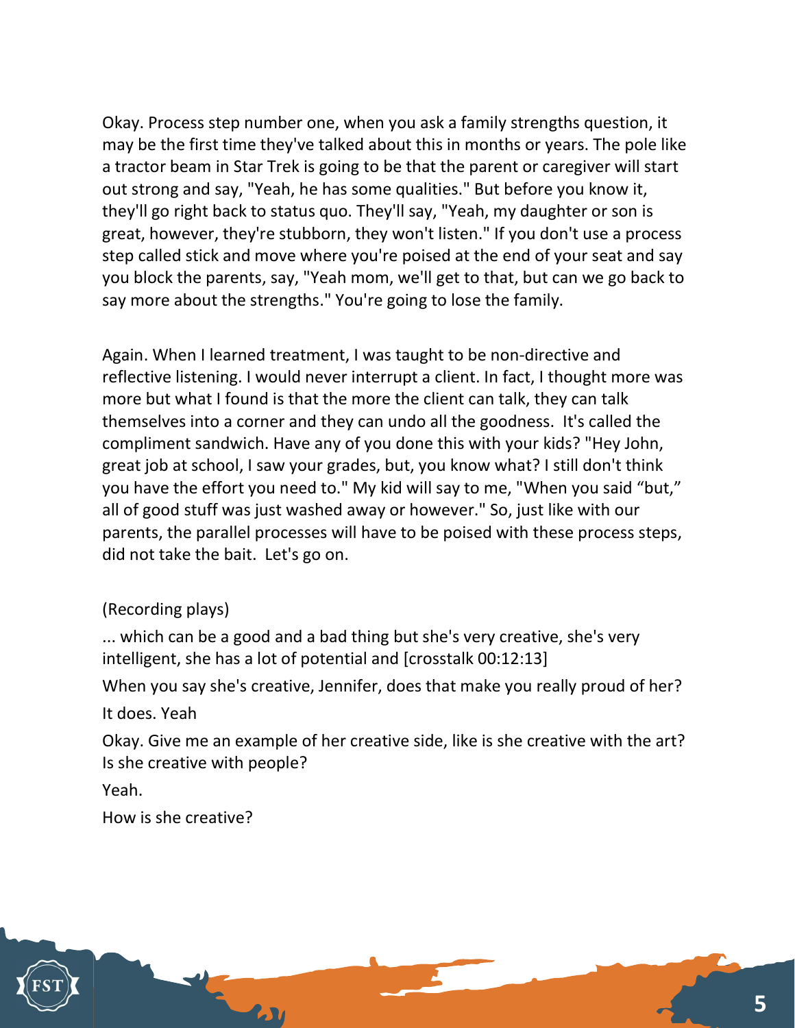Okay. Process step number one, when you ask a family strengths question, it may be the first time they've talked about this in months or years. The pole like a tractor beam in Star Trek is going to be that the parent or caregiver will start out strong and say, "Yeah, he has some qualities." But before you know it, they'll go right back to status quo. They'll say, "Yeah, my daughter or son is great, however, they're stubborn, they won't listen." If you don't use a process step called stick and move where you're poised at the end of your seat and say you block the parents, say, "Yeah mom, we'll get to that, but can we go back to say more about the strengths." You're going to lose the family.

Again. When I learned treatment, I was taught to be non-directive and reflective listening. I would never interrupt a client. In fact, I thought more was more but what I found is that the more the client can talk, they can talk themselves into a corner and they can undo all the goodness. It's called the compliment sandwich. Have any of you done this with your kids? "Hey John, great job at school, I saw your grades, but, you know what? I still don't think you have the effort you need to." My kid will say to me, "When you said "but," all of good stuff was just washed away or however." So, just like with our parents, the parallel processes will have to be poised with these process steps, did not take the bait. Let's go on.

(Recording plays)

... which can be a good and a bad thing but she's very creative, she's very intelligent, she has a lot of potential and [crosstalk 00:12:13]

When you say she's creative, Jennifer, does that make you really proud of her?

It does. Yeah

Okay. Give me an example of her creative side, like is she creative with the art? Is she creative with people?

Yeah.

How is she creative?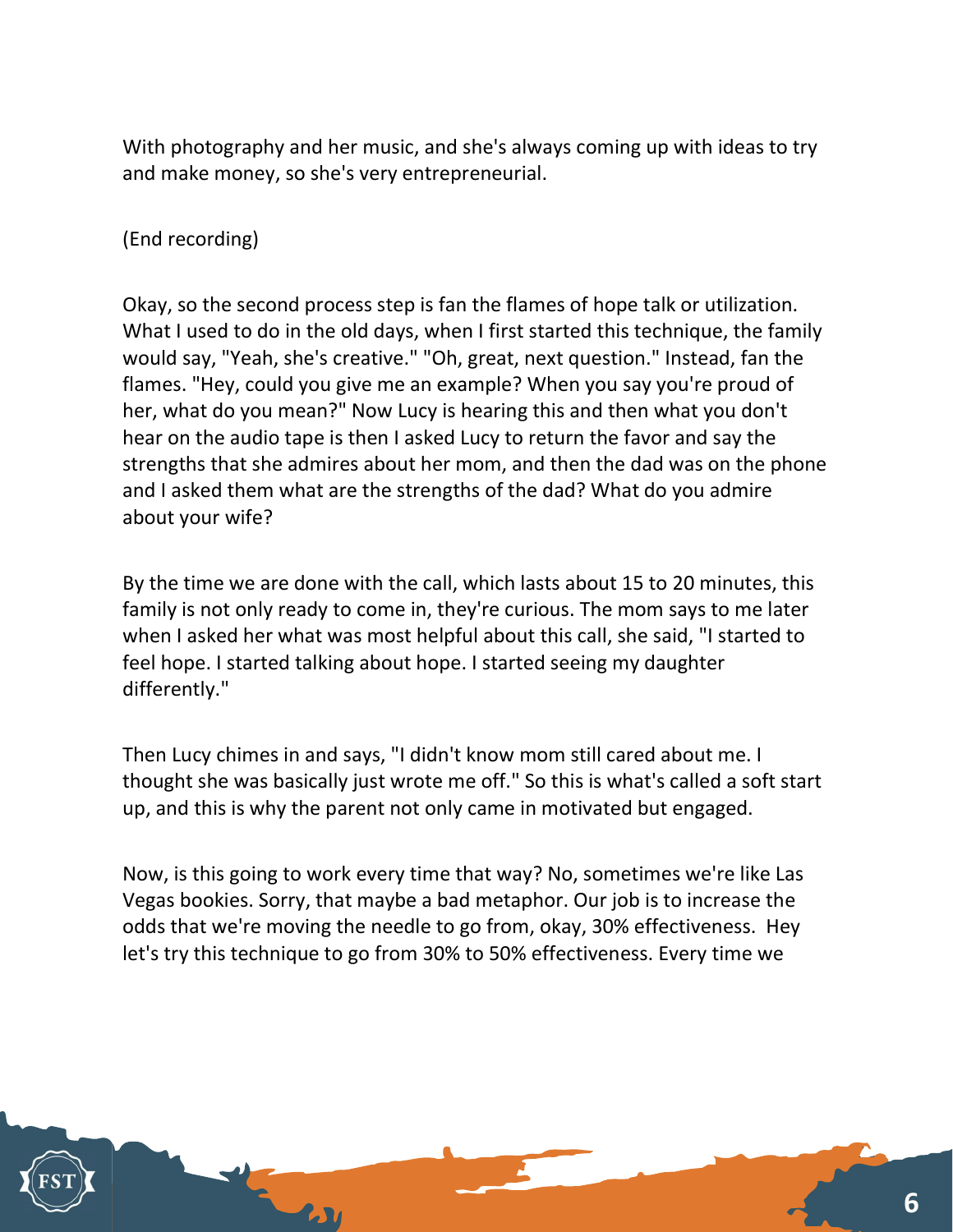With photography and her music, and she's always coming up with ideas to try and make money, so she's very entrepreneurial.

(End recording)

Okay, so the second process step is fan the flames of hope talk or utilization. What I used to do in the old days, when I first started this technique, the family would say, "Yeah, she's creative." "Oh, great, next question." Instead, fan the flames. "Hey, could you give me an example? When you say you're proud of her, what do you mean?" Now Lucy is hearing this and then what you don't hear on the audio tape is then I asked Lucy to return the favor and say the strengths that she admires about her mom, and then the dad was on the phone and I asked them what are the strengths of the dad? What do you admire about your wife?

By the time we are done with the call, which lasts about 15 to 20 minutes, this family is not only ready to come in, they're curious. The mom says to me later when I asked her what was most helpful about this call, she said, "I started to feel hope. I started talking about hope. I started seeing my daughter differently."

Then Lucy chimes in and says, "I didn't know mom still cared about me. I thought she was basically just wrote me off." So this is what's called a soft start up, and this is why the parent not only came in motivated but engaged.

Now, is this going to work every time that way? No, sometimes we're like Las Vegas bookies. Sorry, that maybe a bad metaphor. Our job is to increase the odds that we're moving the needle to go from, okay, 30% effectiveness. Hey let's try this technique to go from 30% to 50% effectiveness. Every time we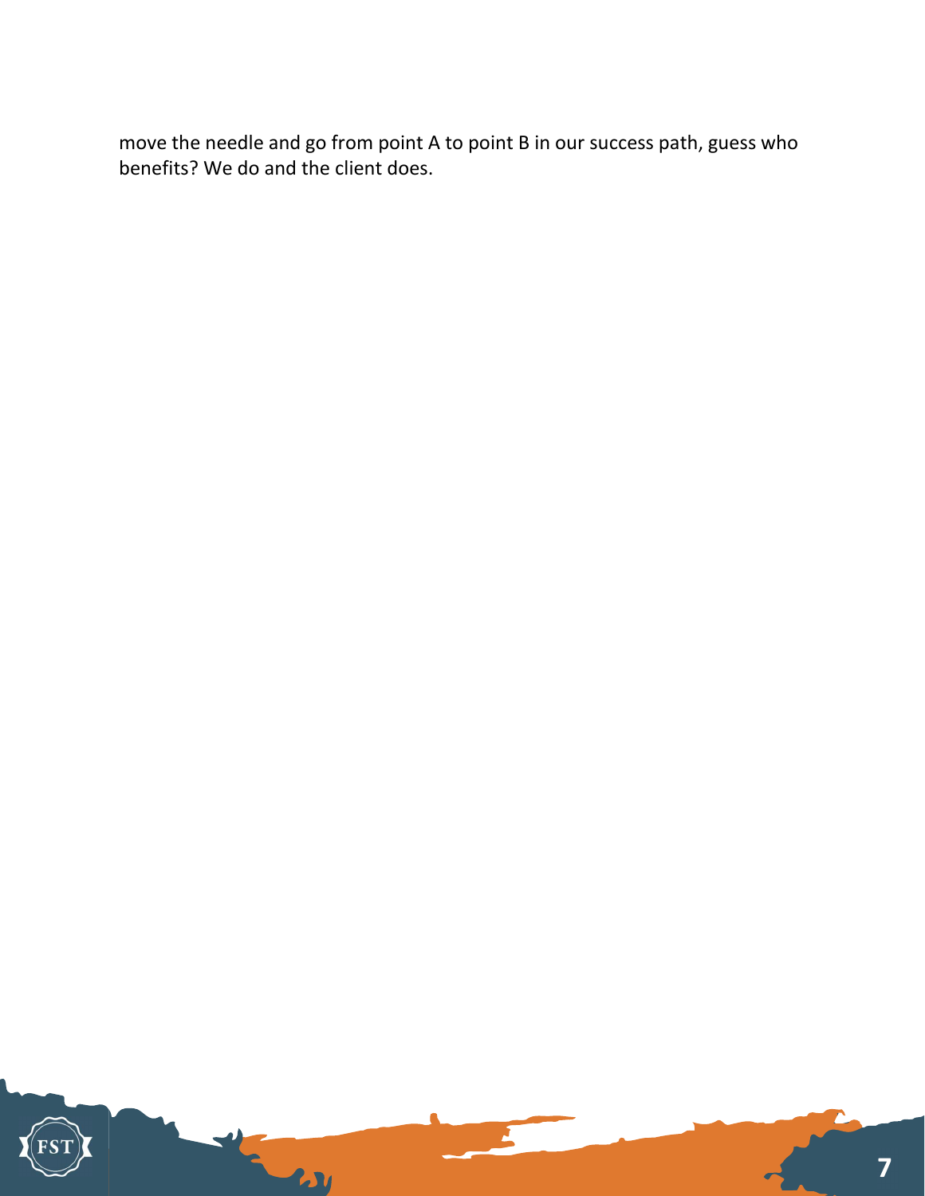move the needle and go from point A to point B in our success path, guess who benefits? We do and the client does.